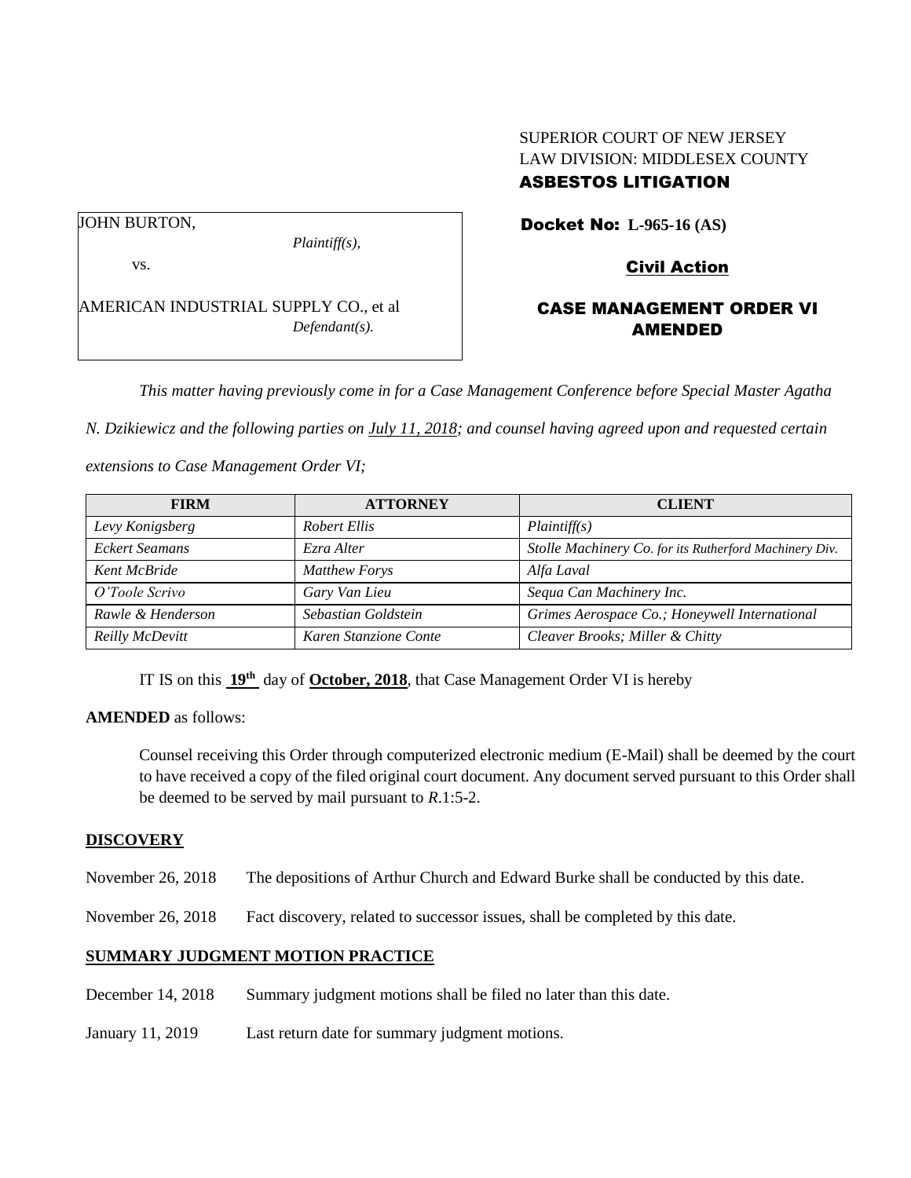SUPERIOR COURT OF NEW JERSEY
LAW DIVISION: MIDDLESEX COUNTY
**ASBESTOS LITIGATION**

JOHN BURTON,
*Plaintiff(s),*

vs.

AMERICAN INDUSTRIAL SUPPLY CO., et al
*Defendant(s).*

**Docket No: L-965-16 (AS)**

**Civil Action**

**CASE MANAGEMENT ORDER VI AMENDED**

*This matter having previously come in for a Case Management Conference before Special Master Agatha N. Dzikiewicz and the following parties on July 11, 2018; and counsel having agreed upon and requested certain extensions to Case Management Order VI;*

| FIRM | ATTORNEY | CLIENT |
| --- | --- | --- |
| *Levy Konigsberg* | *Robert Ellis* | *Plaintiff(s)* |
| *Eckert Seamans* | *Ezra Alter* | *Stolle Machinery Co. for its Rutherford Machinery Div.* |
| *Kent McBride* | *Matthew Forys* | *Alfa Laval* |
| *O'Toole Scrivo* | *Gary Van Lieu* | *Sequa Can Machinery Inc.* |
| *Rawle & Henderson* | *Sebastian Goldstein* | *Grimes Aerospace Co.; Honeywell International* |
| *Reilly McDevitt* | *Karen Stanzione Conte* | *Cleaver Brooks; Miller & Chitty* |

IT IS on this **19th** day of **October, 2018**, that Case Management Order VI is hereby

**AMENDED** as follows:

Counsel receiving this Order through computerized electronic medium (E-Mail) shall be deemed by the court to have received a copy of the filed original court document. Any document served pursuant to this Order shall be deemed to be served by mail pursuant to *R*.1:5-2.

## DISCOVERY

November 26, 2018 The depositions of Arthur Church and Edward Burke shall be conducted by this date.

November 26, 2018 Fact discovery, related to successor issues, shall be completed by this date.

## SUMMARY JUDGMENT MOTION PRACTICE

December 14, 2018 Summary judgment motions shall be filed no later than this date.

January 11, 2019 Last return date for summary judgment motions.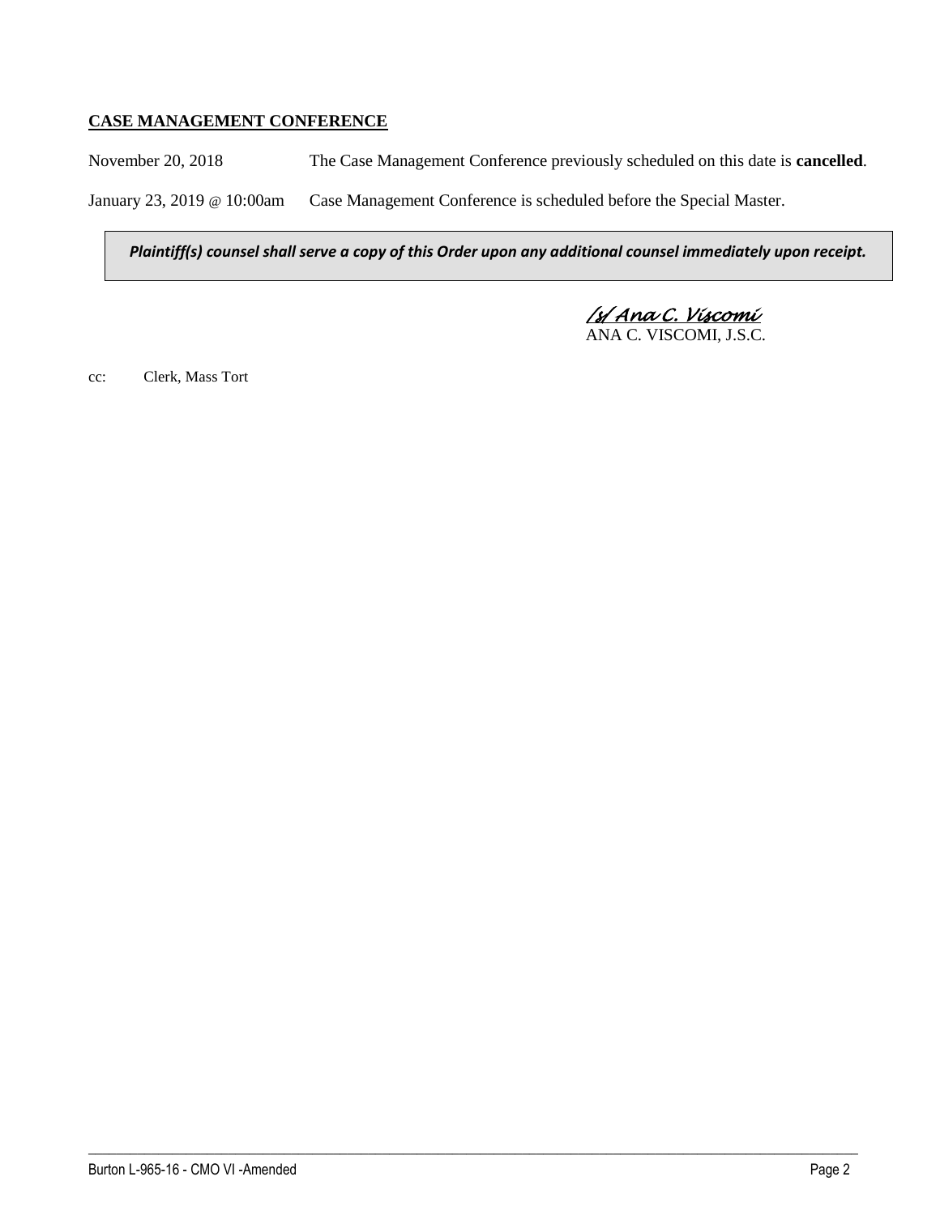**CASE MANAGEMENT CONFERENCE**

| | |
|---|---|
| November 20, 2018 | The Case Management Conference previously scheduled on this date is **cancelled**. |
| January 23, 2019 @ 10:00am | Case Management Conference is scheduled before the Special Master. |

***Plaintiff(s) counsel shall serve a copy of this Order upon any additional counsel immediately upon receipt.***

/s/ Ana C. Viscomi
ANA C. VISCOMI, J.S.C.

cc: Clerk, Mass Tort